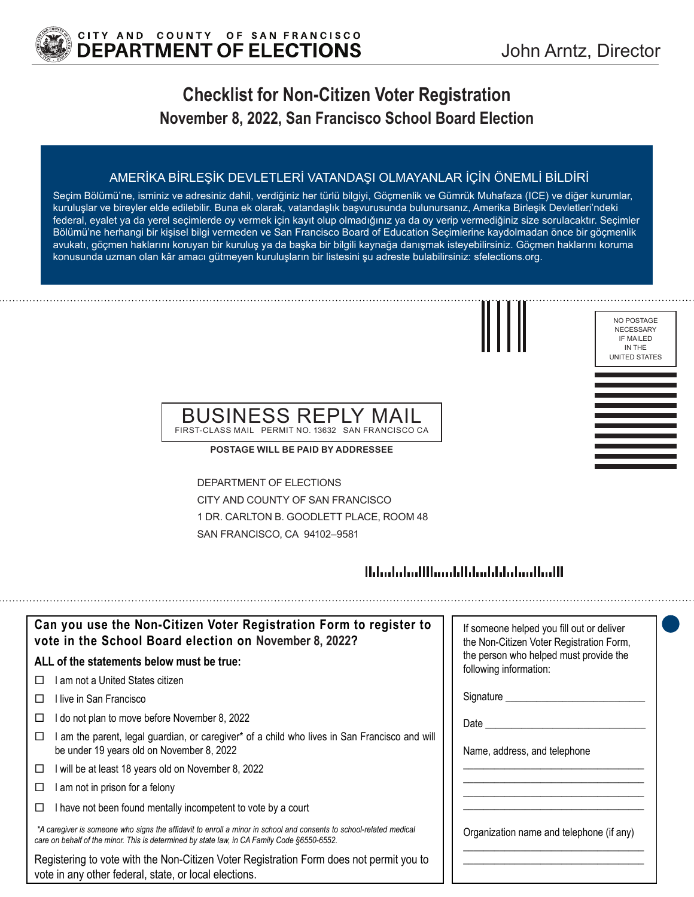CITY AND COUNTY OF SAN FRANCISCO
**DEPARTMENT OF ELECTIONS**

John Arntz, Director

# Checklist for Non-Citizen Voter Registration

## November 8, 2022, San Francisco School Board Election

### AMERİKA BİRLEŞİK DEVLETLERİ VATANDAŞI OLMAYANLAR İÇİN ÖNEMLİ BİLDİRİ

Seçim Bölümü'ne, isminiz ve adresiniz dahil, verdiğiniz her türlü bilgiyi, Göçmenlik ve Gümrük Muhafaza (ICE) ve diğer kurumlar, kuruluşlar ve bireyler elde edilebilir. Buna ek olarak, vatandaşlık başvurusunda bulunursanız, Amerika Birleşik Devletleri'ndeki federal, eyalet ya da yerel seçimlerde oy vermek için kayıt olup olmadığınız ya da oy verip vermediğiniz size sorulacaktır. Seçimler Bölümü'ne herhangi bir kişisel bilgi vermeden ve San Francisco Board of Education Seçimlerine kaydolmadan önce bir göçmenlik avukatı, göçmen haklarını koruyan bir kuruluş ya da başka bir bilgili kaynağa danışmak isteyebilirsiniz. Göçmen haklarını koruma konusunda uzman olan kâr amacı gütmeyen kuruluşların bir listesini şu adreste bulabilirsiniz: sfelections.org.

NO POSTAGE NECESSARY IF MAILED IN THE UNITED STATES

BUSINESS REPLY MAIL
FIRST-CLASS MAIL PERMIT NO. 13632 SAN FRANCISCO CA

**POSTAGE WILL BE PAID BY ADDRESSEE**

DEPARTMENT OF ELECTIONS
CITY AND COUNTY OF SAN FRANCISCO
1 DR. CARLTON B. GOODLETT PLACE, ROOM 48
SAN FRANCISCO, CA 94102–9581

### Can you use the Non-Citizen Voter Registration Form to register to vote in the School Board election on November 8, 2022?

**ALL of the statements below must be true:**

- ☐ I am not a United States citizen
- ☐ I live in San Francisco
- ☐ I do not plan to move before November 8, 2022
- ☐ I am the parent, legal guardian, or caregiver* of a child who lives in San Francisco and will be under 19 years old on November 8, 2022
- ☐ I will be at least 18 years old on November 8, 2022
- ☐ I am not in prison for a felony
- ☐ I have not been found mentally incompetent to vote by a court

*\*A caregiver is someone who signs the affidavit to enroll a minor in school and consents to school-related medical care on behalf of the minor. This is determined by state law, in CA Family Code §6550-6552.*

Registering to vote with the Non-Citizen Voter Registration Form does not permit you to vote in any other federal, state, or local elections.

If someone helped you fill out or deliver the Non-Citizen Voter Registration Form, the person who helped must provide the following information:

Signature ____________________

Date ____________________

Name, address, and telephone

____________________
____________________
____________________
____________________

Organization name and telephone (if any)

____________________
____________________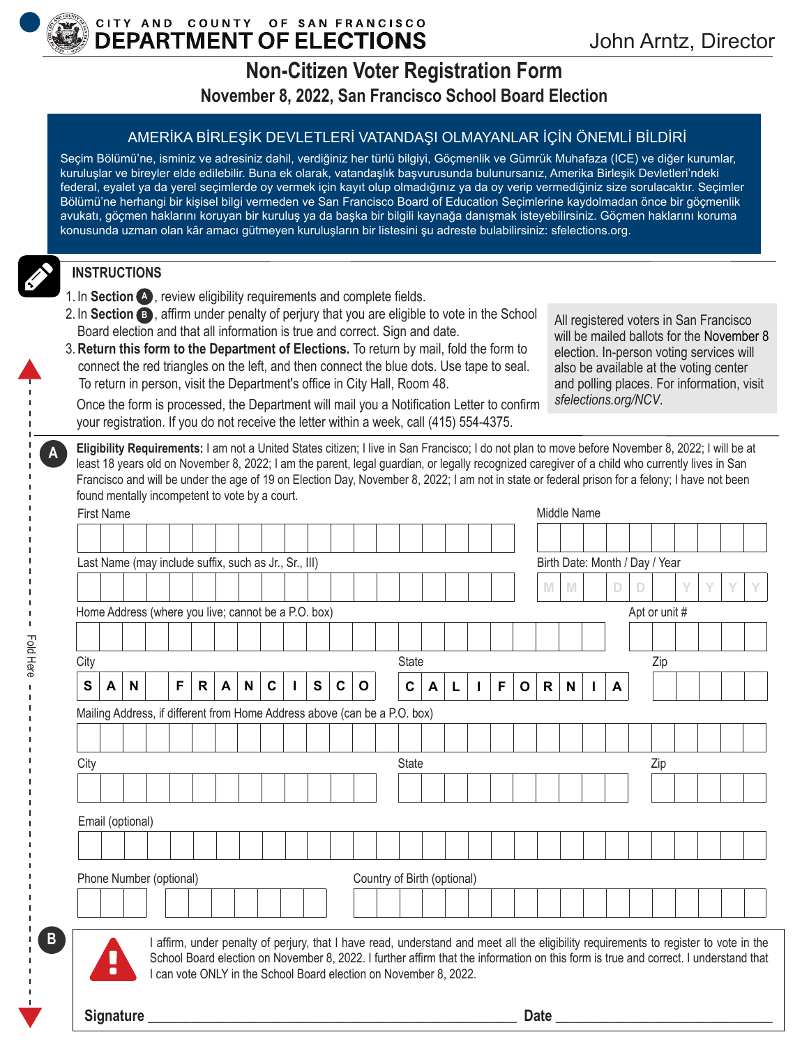CITY AND COUNTY OF SAN FRANCISCO
**DEPARTMENT OF ELECTIONS**

John Arntz, Director

# Non-Citizen Voter Registration Form

## November 8, 2022, San Francisco School Board Election

### AMERİKA BİRLEŞİK DEVLETLERİ VATANDAŞI OLMAYANLAR İÇİN ÖNEMLİ BİLDİRİ

Seçim Bölümü'ne, isminiz ve adresiniz dahil, verdiğiniz her türlü bilgiyi, Göçmenlik ve Gümrük Muhafaza (ICE) ve diğer kurumlar, kuruluşlar ve bireyler elde edilebilir. Buna ek olarak, vatandaşlık başvurusunda bulunursanız, Amerika Birleşik Devletleri'ndeki federal, eyalet ya da yerel seçimlerde oy vermek için kayıt olup olmadığınız ya da oy verip vermediğiniz size sorulacaktır. Seçimler Bölümü'ne herhangi bir kişisel bilgi vermeden ve San Francisco Board of Education Seçimlerine kaydolmadan önce bir göçmenlik avukatı, göçmen haklarını koruyan bir kuruluş ya da başka bir bilgili kaynağa danışmak isteyebilirsiniz. Göçmen haklarını koruma konusunda uzman olan kâr amacı gütmeyen kuruluşların bir listesini şu adreste bulabilirsiniz: sfelections.org.

### INSTRUCTIONS

1. In **Section A**, review eligibility requirements and complete fields.
2. In **Section B**, affirm under penalty of perjury that you are eligible to vote in the School Board election and that all information is true and correct. Sign and date.
3. **Return this form to the Department of Elections.** To return by mail, fold the form to connect the red triangles on the left, and then connect the blue dots. Use tape to seal. To return in person, visit the Department's office in City Hall, Room 48.

Once the form is processed, the Department will mail you a Notification Letter to confirm your registration. If you do not receive the letter within a week, call (415) 554-4375.

All registered voters in San Francisco will be mailed ballots for the November 8 election. In-person voting services will also be available at the voting center and polling places. For information, visit *sfelections.org/NCV*.

**A**

**Eligibility Requirements:** I am not a United States citizen; I live in San Francisco; I do not plan to move before November 8, 2022; I will be at least 18 years old on November 8, 2022; I am the parent, legal guardian, or legally recognized caregiver of a child who currently lives in San Francisco and will be under the age of 19 on Election Day, November 8, 2022; I am not in state or federal prison for a felony; I have not been found mentally incompetent to vote by a court.

First Name ____________________ Middle Name ____________________

Last Name (may include suffix, such as Jr., Sr., III) ____________________ Birth Date: Month / Day / Year M M D D Y Y Y Y

Home Address (where you live; cannot be a P.O. box) ____________________ Apt or unit # ________

City: S A N F R A N C I S C O State: C A L I F O R N I A Zip ________

Mailing Address, if different from Home Address above (can be a P.O. box) ____________________

City ____________________ State ____________________ Zip ________

Email (optional) ____________________

Phone Number (optional) ____________________ Country of Birth (optional) ____________________

Fold Here

**B**

I affirm, under penalty of perjury, that I have read, understand and meet all the eligibility requirements to register to vote in the School Board election on November 8, 2022. I further affirm that the information on this form is true and correct. I understand that I can vote ONLY in the School Board election on November 8, 2022.

**Signature** ______________________________ **Date** ____________________